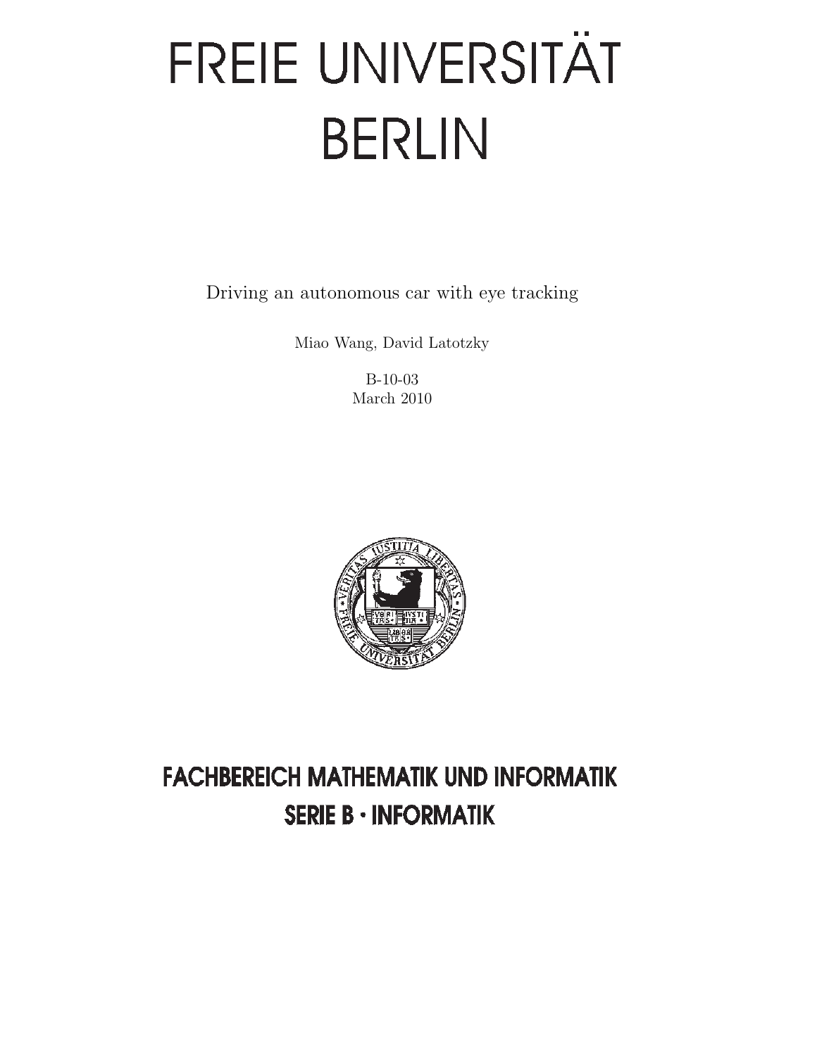# FREIE UNIVERSITÄT BERLIN

Driving an autonomous car with eye tracking

Miao Wang, David Latotzky

B-10-03
March 2010

## FACHBEREICH MATHEMATIK UND INFORMATIK
## SERIE B · INFORMATIK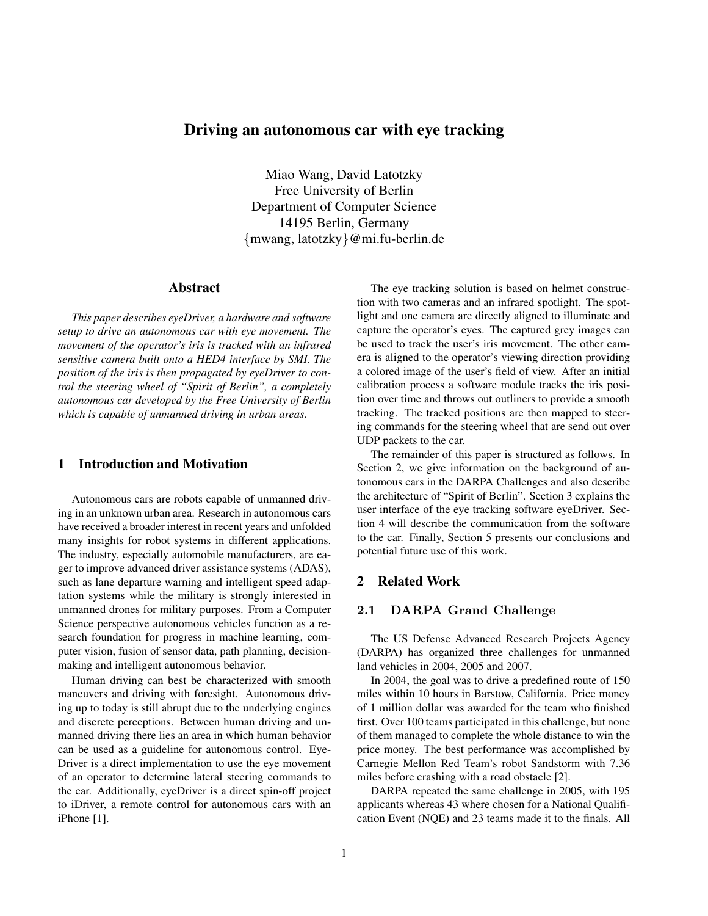# Driving an autonomous car with eye tracking

Miao Wang, David Latotzky
Free University of Berlin
Department of Computer Science
14195 Berlin, Germany
{mwang, latotzky}@mi.fu-berlin.de

## Abstract

*This paper describes eyeDriver, a hardware and software setup to drive an autonomous car with eye movement. The movement of the operator's iris is tracked with an infrared sensitive camera built onto a HED4 interface by SMI. The position of the iris is then propagated by eyeDriver to control the steering wheel of "Spirit of Berlin", a completely autonomous car developed by the Free University of Berlin which is capable of unmanned driving in urban areas.*

## 1 Introduction and Motivation

Autonomous cars are robots capable of unmanned driving in an unknown urban area. Research in autonomous cars have received a broader interest in recent years and unfolded many insights for robot systems in different applications. The industry, especially automobile manufacturers, are eager to improve advanced driver assistance systems (ADAS), such as lane departure warning and intelligent speed adaptation systems while the military is strongly interested in unmanned drones for military purposes. From a Computer Science perspective autonomous vehicles function as a research foundation for progress in machine learning, computer vision, fusion of sensor data, path planning, decision-making and intelligent autonomous behavior.

Human driving can best be characterized with smooth maneuvers and driving with foresight. Autonomous driving up to today is still abrupt due to the underlying engines and discrete perceptions. Between human driving and unmanned driving there lies an area in which human behavior can be used as a guideline for autonomous control. EyeDriver is a direct implementation to use the eye movement of an operator to determine lateral steering commands to the car. Additionally, eyeDriver is a direct spin-off project to iDriver, a remote control for autonomous cars with an iPhone [1].

The eye tracking solution is based on helmet construction with two cameras and an infrared spotlight. The spotlight and one camera are directly aligned to illuminate and capture the operator's eyes. The captured grey images can be used to track the user's iris movement. The other camera is aligned to the operator's viewing direction providing a colored image of the user's field of view. After an initial calibration process a software module tracks the iris position over time and throws out outliners to provide a smooth tracking. The tracked positions are then mapped to steering commands for the steering wheel that are send out over UDP packets to the car.

The remainder of this paper is structured as follows. In Section 2, we give information on the background of autonomous cars in the DARPA Challenges and also describe the architecture of "Spirit of Berlin". Section 3 explains the user interface of the eye tracking software eyeDriver. Section 4 will describe the communication from the software to the car. Finally, Section 5 presents our conclusions and potential future use of this work.

## 2 Related Work

### 2.1 DARPA Grand Challenge

The US Defense Advanced Research Projects Agency (DARPA) has organized three challenges for unmanned land vehicles in 2004, 2005 and 2007.

In 2004, the goal was to drive a predefined route of 150 miles within 10 hours in Barstow, California. Price money of 1 million dollar was awarded for the team who finished first. Over 100 teams participated in this challenge, but none of them managed to complete the whole distance to win the price money. The best performance was accomplished by Carnegie Mellon Red Team's robot Sandstorm with 7.36 miles before crashing with a road obstacle [2].

DARPA repeated the same challenge in 2005, with 195 applicants whereas 43 where chosen for a National Qualification Event (NQE) and 23 teams made it to the finals. All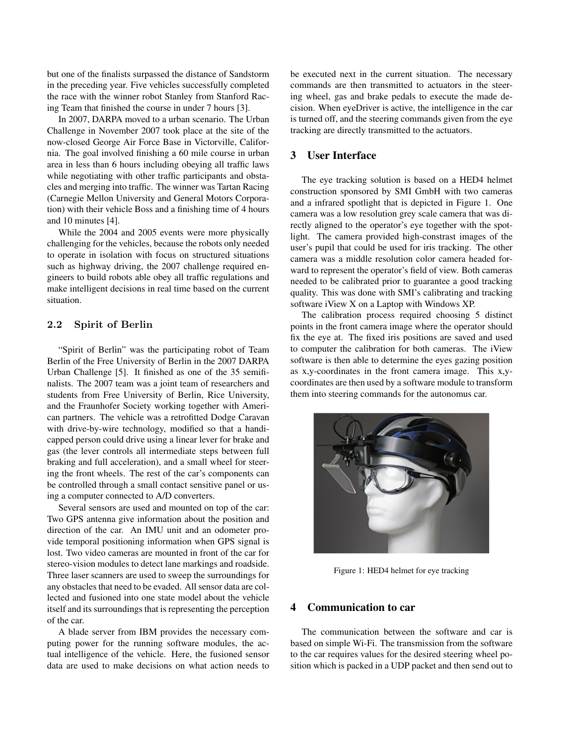but one of the finalists surpassed the distance of Sandstorm in the preceding year. Five vehicles successfully completed the race with the winner robot Stanley from Stanford Racing Team that finished the course in under 7 hours [3].

In 2007, DARPA moved to a urban scenario. The Urban Challenge in November 2007 took place at the site of the now-closed George Air Force Base in Victorville, California. The goal involved finishing a 60 mile course in urban area in less than 6 hours including obeying all traffic laws while negotiating with other traffic participants and obstacles and merging into traffic. The winner was Tartan Racing (Carnegie Mellon University and General Motors Corporation) with their vehicle Boss and a finishing time of 4 hours and 10 minutes [4].

While the 2004 and 2005 events were more physically challenging for the vehicles, because the robots only needed to operate in isolation with focus on structured situations such as highway driving, the 2007 challenge required engineers to build robots able obey all traffic regulations and make intelligent decisions in real time based on the current situation.

### 2.2 Spirit of Berlin

"Spirit of Berlin" was the participating robot of Team Berlin of the Free University of Berlin in the 2007 DARPA Urban Challenge [5]. It finished as one of the 35 semifinalists. The 2007 team was a joint team of researchers and students from Free University of Berlin, Rice University, and the Fraunhofer Society working together with American partners. The vehicle was a retrofitted Dodge Caravan with drive-by-wire technology, modified so that a handicapped person could drive using a linear lever for brake and gas (the lever controls all intermediate steps between full braking and full acceleration), and a small wheel for steering the front wheels. The rest of the car's components can be controlled through a small contact sensitive panel or using a computer connected to A/D converters.

Several sensors are used and mounted on top of the car: Two GPS antenna give information about the position and direction of the car. An IMU unit and an odometer provide temporal positioning information when GPS signal is lost. Two video cameras are mounted in front of the car for stereo-vision modules to detect lane markings and roadside. Three laser scanners are used to sweep the surroundings for any obstacles that need to be evaded. All sensor data are collected and fusioned into one state model about the vehicle itself and its surroundings that is representing the perception of the car.

A blade server from IBM provides the necessary computing power for the running software modules, the actual intelligence of the vehicle. Here, the fusioned sensor data are used to make decisions on what action needs to be executed next in the current situation. The necessary commands are then transmitted to actuators in the steering wheel, gas and brake pedals to execute the made decision. When eyeDriver is active, the intelligence in the car is turned off, and the steering commands given from the eye tracking are directly transmitted to the actuators.

## 3 User Interface

The eye tracking solution is based on a HED4 helmet construction sponsored by SMI GmbH with two cameras and a infrared spotlight that is depicted in Figure 1. One camera was a low resolution grey scale camera that was directly aligned to the operator's eye together with the spotlight. The camera provided high-constrast images of the user's pupil that could be used for iris tracking. The other camera was a middle resolution color camera headed forward to represent the operator's field of view. Both cameras needed to be calibrated prior to guarantee a good tracking quality. This was done with SMI's calibrating and tracking software iView X on a Laptop with Windows XP.

The calibration process required choosing 5 distinct points in the front camera image where the operator should fix the eye at. The fixed iris positions are saved and used to computer the calibration for both cameras. The iView software is then able to determine the eyes gazing position as x,y-coordinates in the front camera image. This x,y-coordinates are then used by a software module to transform them into steering commands for the autonomus car.

Figure 1: HED4 helmet for eye tracking

## 4 Communication to car

The communication between the software and car is based on simple Wi-Fi. The transmission from the software to the car requires values for the desired steering wheel position which is packed in a UDP packet and then send out to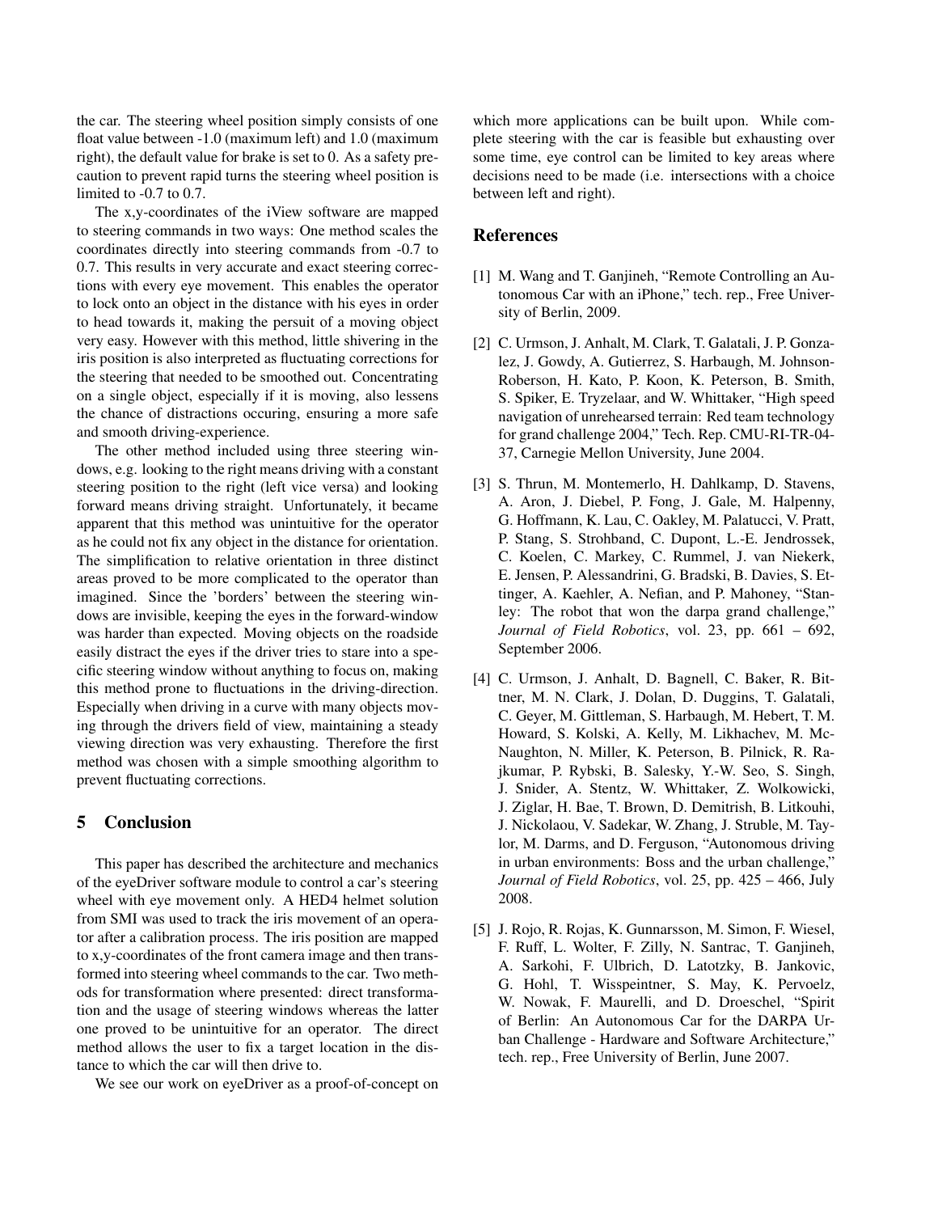the car. The steering wheel position simply consists of one float value between -1.0 (maximum left) and 1.0 (maximum right), the default value for brake is set to 0. As a safety precaution to prevent rapid turns the steering wheel position is limited to -0.7 to 0.7.

The x,y-coordinates of the iView software are mapped to steering commands in two ways: One method scales the coordinates directly into steering commands from -0.7 to 0.7. This results in very accurate and exact steering corrections with every eye movement. This enables the operator to lock onto an object in the distance with his eyes in order to head towards it, making the persuit of a moving object very easy. However with this method, little shivering in the iris position is also interpreted as fluctuating corrections for the steering that needed to be smoothed out. Concentrating on a single object, especially if it is moving, also lessens the chance of distractions occuring, ensuring a more safe and smooth driving-experience.

The other method included using three steering windows, e.g. looking to the right means driving with a constant steering position to the right (left vice versa) and looking forward means driving straight. Unfortunately, it became apparent that this method was unintuitive for the operator as he could not fix any object in the distance for orientation. The simplification to relative orientation in three distinct areas proved to be more complicated to the operator than imagined. Since the 'borders' between the steering windows are invisible, keeping the eyes in the forward-window was harder than expected. Moving objects on the roadside easily distract the eyes if the driver tries to stare into a specific steering window without anything to focus on, making this method prone to fluctuations in the driving-direction. Especially when driving in a curve with many objects moving through the drivers field of view, maintaining a steady viewing direction was very exhausting. Therefore the first method was chosen with a simple smoothing algorithm to prevent fluctuating corrections.

## 5 Conclusion

This paper has described the architecture and mechanics of the eyeDriver software module to control a car's steering wheel with eye movement only. A HED4 helmet solution from SMI was used to track the iris movement of an operator after a calibration process. The iris position are mapped to x,y-coordinates of the front camera image and then transformed into steering wheel commands to the car. Two methods for transformation where presented: direct transformation and the usage of steering windows whereas the latter one proved to be unintuitive for an operator. The direct method allows the user to fix a target location in the distance to which the car will then drive to.

We see our work on eyeDriver as a proof-of-concept on which more applications can be built upon. While complete steering with the car is feasible but exhausting over some time, eye control can be limited to key areas where decisions need to be made (i.e. intersections with a choice between left and right).

## References

[1] M. Wang and T. Ganjineh, "Remote Controlling an Autonomous Car with an iPhone," tech. rep., Free University of Berlin, 2009.

[2] C. Urmson, J. Anhalt, M. Clark, T. Galatali, J. P. Gonzalez, J. Gowdy, A. Gutierrez, S. Harbaugh, M. Johnson-Roberson, H. Kato, P. Koon, K. Peterson, B. Smith, S. Spiker, E. Tryzelaar, and W. Whittaker, "High speed navigation of unrehearsed terrain: Red team technology for grand challenge 2004," Tech. Rep. CMU-RI-TR-04-37, Carnegie Mellon University, June 2004.

[3] S. Thrun, M. Montemerlo, H. Dahlkamp, D. Stavens, A. Aron, J. Diebel, P. Fong, J. Gale, M. Halpenny, G. Hoffmann, K. Lau, C. Oakley, M. Palatucci, V. Pratt, P. Stang, S. Strohband, C. Dupont, L.-E. Jendrossek, C. Koelen, C. Markey, C. Rummel, J. van Niekerk, E. Jensen, P. Alessandrini, G. Bradski, B. Davies, S. Ettinger, A. Kaehler, A. Nefian, and P. Mahoney, "Stanley: The robot that won the darpa grand challenge," *Journal of Field Robotics*, vol. 23, pp. 661 – 692, September 2006.

[4] C. Urmson, J. Anhalt, D. Bagnell, C. Baker, R. Bittner, M. N. Clark, J. Dolan, D. Duggins, T. Galatali, C. Geyer, M. Gittleman, S. Harbaugh, M. Hebert, T. M. Howard, S. Kolski, A. Kelly, M. Likhachev, M. McNaughton, N. Miller, K. Peterson, B. Pilnick, R. Rajkumar, P. Rybski, B. Salesky, Y.-W. Seo, S. Singh, J. Snider, A. Stentz, W. Whittaker, Z. Wolkowicki, J. Ziglar, H. Bae, T. Brown, D. Demitrish, B. Litkouhi, J. Nickolaou, V. Sadekar, W. Zhang, J. Struble, M. Taylor, M. Darms, and D. Ferguson, "Autonomous driving in urban environments: Boss and the urban challenge," *Journal of Field Robotics*, vol. 25, pp. 425 – 466, July 2008.

[5] J. Rojo, R. Rojas, K. Gunnarsson, M. Simon, F. Wiesel, F. Ruff, L. Wolter, F. Zilly, N. Santrac, T. Ganjineh, A. Sarkohi, F. Ulbrich, D. Latotzky, B. Jankovic, G. Hohl, T. Wisspeintner, S. May, K. Pervoelz, W. Nowak, F. Maurelli, and D. Droeschel, "Spirit of Berlin: An Autonomous Car for the DARPA Urban Challenge - Hardware and Software Architecture," tech. rep., Free University of Berlin, June 2007.